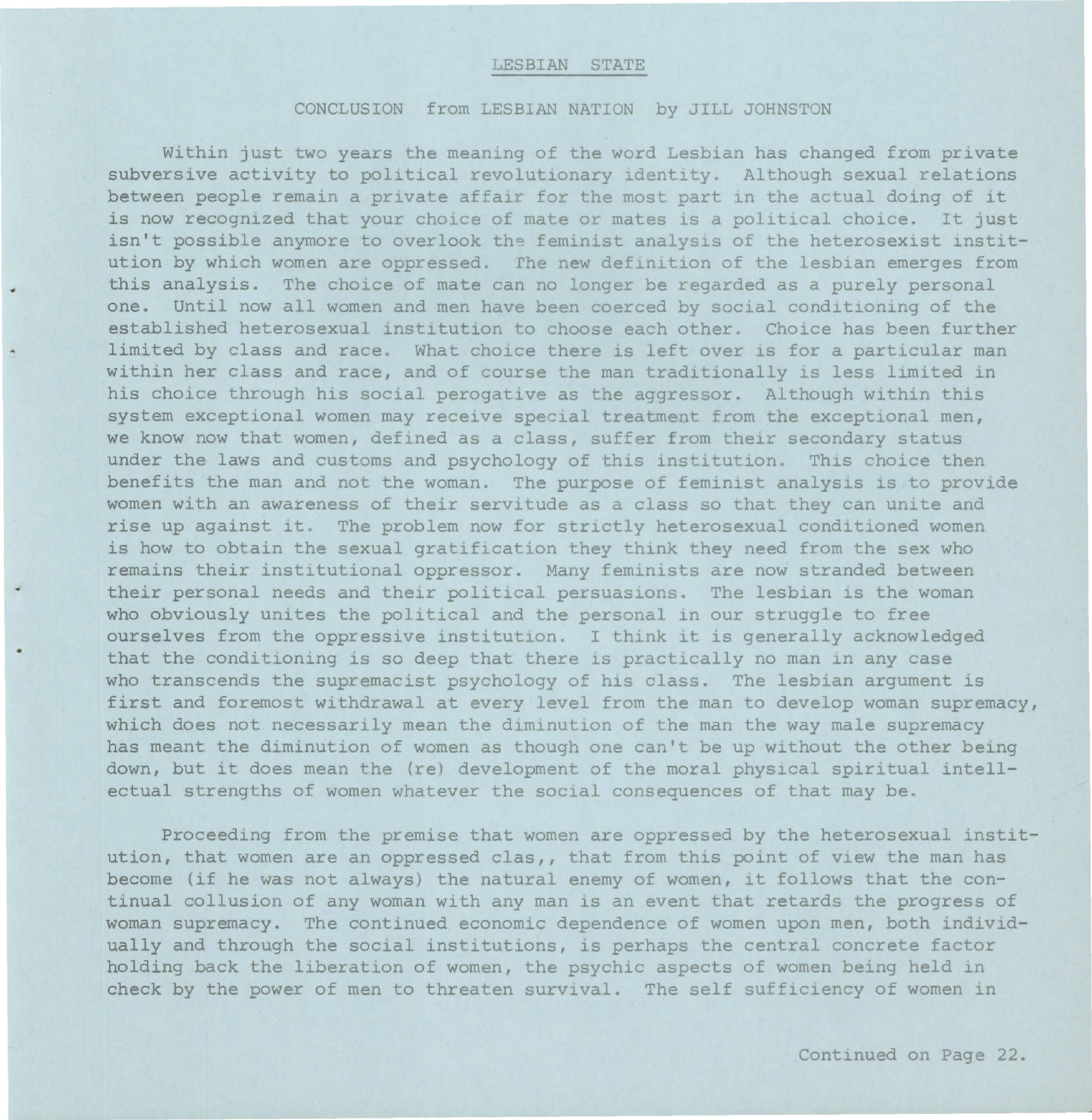## LESBIAN STATE

### CONCLUSION from LESBIAN NATION by JILL JOHNSTON

Within just two years the meaning of the word Lesbian has changed from private subversive activity to political revolutionary identity. Although sexual relations between people remain a private affair for the most part in the actual doing of it is now recognized that your choice of mate or mates is a political choice. It just isn't possible anymore to overlook the feminist analysis of the heterosexist institution by which women are oppressed. The new definition of the lesbian emerges from this analysis. The choice of mate can no longer be regarded as a purely personal one. Until now all women and men have been coerced by social conditioning of the established heterosexual institution to choose each other. Choice has been further limited by class and race. What choice there is left over is for a particular man within her class and race, and of course the man traditionally is less limited in his choice through his social perogative as the aggressor. Although within this system exceptional women may receive special treatment from the exceptional men, we know now that women, defined as a class, suffer from their secondary status under the laws and customs and psychology of this institution. This choice then benefits the man and not the woman. The purpose of feminist analysis is to provide women with an awareness of their servitude as a class so that they can unite and rise up against it. The problem now for strictly heterosexual conditioned women is how to obtain the sexual gratification they think they need from the sex who remains their institutional oppressor. Many feminists are now stranded between their personal needs and their political persuasions. The lesbian is the woman who obviously unites the political and the personal in our struggle to free ourselves from the oppressive institution. I think it is generally acknowledged that the conditioning is so deep that there is practically no man in any case who transcends the supremacist psychology of his class. The lesbian argument is first and foremost withdrawal at every level from the man to develop woman supremacy, which does not necessarily mean the diminution of the man the way male supremacy has meant the diminution of women as though one can't be up without the other being down, but it does mean the (re) development of the moral physical spiritual intellectual strengths of women whatever the social consequences of that may be.

Proceeding from the premise that women are oppressed by the heterosexual institution, that women are an oppressed clas,, that from this point of view the man has become (if he was not always) the natural enemy of women, it follows that the continual collusion of any woman with any man is an event that retards the progress of woman supremacy. The continued economic dependence of women upon men, both individually and through the social institutions, is perhaps the central concrete factor holding back the liberation of women, the psychic aspects of women being held in check by the power of men to threaten survival. The self sufficiency of women in

Continued on Page 22.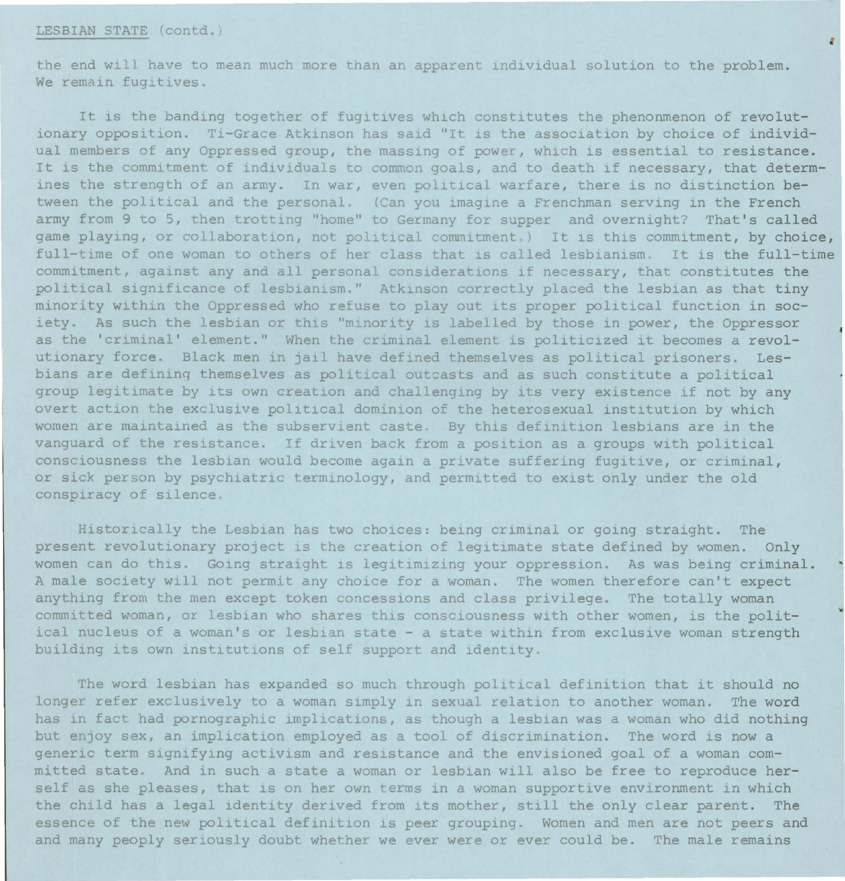LESBIAN STATE (contd.)

the end will have to mean much more than an apparent individual solution to the problem. We remain fugitives.

It is the banding together of fugitives which constitutes the phenonmenon of revolutionary opposition. Ti-Grace Atkinson has said "It is the association by choice of individual members of any Oppressed group, the massing of power, which is essential to resistance. It is the commitment of individuals to common goals, and to death if necessary, that determines the strength of an army. In war, even political warfare, there is no distinction between the political and the personal. (Can you imagine a Frenchman serving in the French army from 9 to 5, then trotting "home" to Germany for supper and overnight? That's called game playing, or collaboration, not political commitment.) It is this commitment, by choice, full-time of one woman to others of her class that is called lesbianism. It is the full-time commitment, against any and all personal considerations if necessary, that constitutes the political significance of lesbianism." Atkinson correctly placed the lesbian as that tiny minority within the Oppressed who refuse to play out its proper political function in society. As such the lesbian or this "minority is labelled by those in power, the Oppressor as the 'criminal' element." When the criminal element is politicized it becomes a revolutionary force. Black men in jail have defined themselves as political prisoners. Lesbians are defining themselves as political outcasts and as such constitute a political group legitimate by its own creation and challenging by its very existence if not by any overt action the exclusive political dominion of the heterosexual institution by which women are maintained as the subservient caste. By this definition lesbians are in the vanguard of the resistance. If driven back from a position as a groups with political consciousness the lesbian would become again a private suffering fugitive, or criminal, or sick person by psychiatric terminology, and permitted to exist only under the old conspiracy of silence.

Historically the Lesbian has two choices: being criminal or going straight. The present revolutionary project is the creation of legitimate state defined by women. Only women can do this. Going straight is legitimizing your oppression. As was being criminal. A male society will not permit any choice for a woman. The women therefore can't expect anything from the men except token concessions and class privilege. The totally woman committed woman, or lesbian who shares this consciousness with other women, is the political nucleus of a woman's or lesbian state - a state within from exclusive woman strength building its own institutions of self support and identity.

The word lesbian has expanded so much through political definition that it should no longer refer exclusively to a woman simply in sexual relation to another woman. The word has in fact had pornographic implications, as though a lesbian was a woman who did nothing but enjoy sex, an implication employed as a tool of discrimination. The word is now a generic term signifying activism and resistance and the envisioned goal of a woman committed state. And in such a state a woman or lesbian will also be free to reproduce herself as she pleases, that is on her own terms in a woman supportive environment in which the child has a legal identity derived from its mother, still the only clear parent. The essence of the new political definition is peer grouping. Women and men are not peers and and many peoply seriously doubt whether we ever were or ever could be. The male remains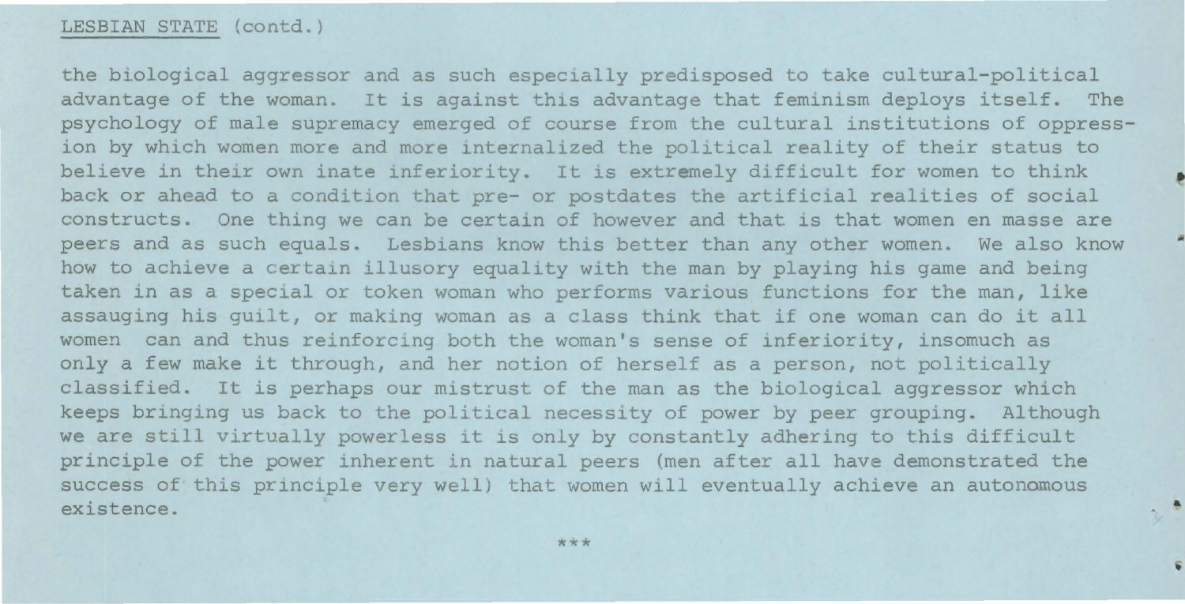the biological aggressor and as such especially predisposed to take cultural-political advantage of the woman. It is against this advantage that feminism deploys itself. The psychology of male supremacy emerged of course from the cultural institutions of oppression by which women more and more internalized the political reality of their status to believe in their own inate inferiority. It is extremely difficult for women to think back or ahead to a condition that pre- or postdates the artificial realities of social constructs. One thing we can be certain of however and that is that women en masse are peers and as such equals. Lesbians know this better than any other women. We also know how to achieve a certain illusory equality with the man by playing his game and being taken in as a special or token woman who performs various functions for the man, like assauging his guilt, or making woman as a class think that if one woman can do it all women can and thus reinforcing both the woman's sense of inferiority, insomuch as only a few make it through, and her notion of herself as a person, not politically classified. It is perhaps our mistrust of the man as the biological aggressor which keeps bringing us back to the political necessity of power by peer grouping. Although we are still virtually powerless it is only by constantly adhering to this difficult principle of the power inherent in natural peers (men after all have demonstrated the success of this principle very well) that women will eventually achieve an autonomous existence.

***